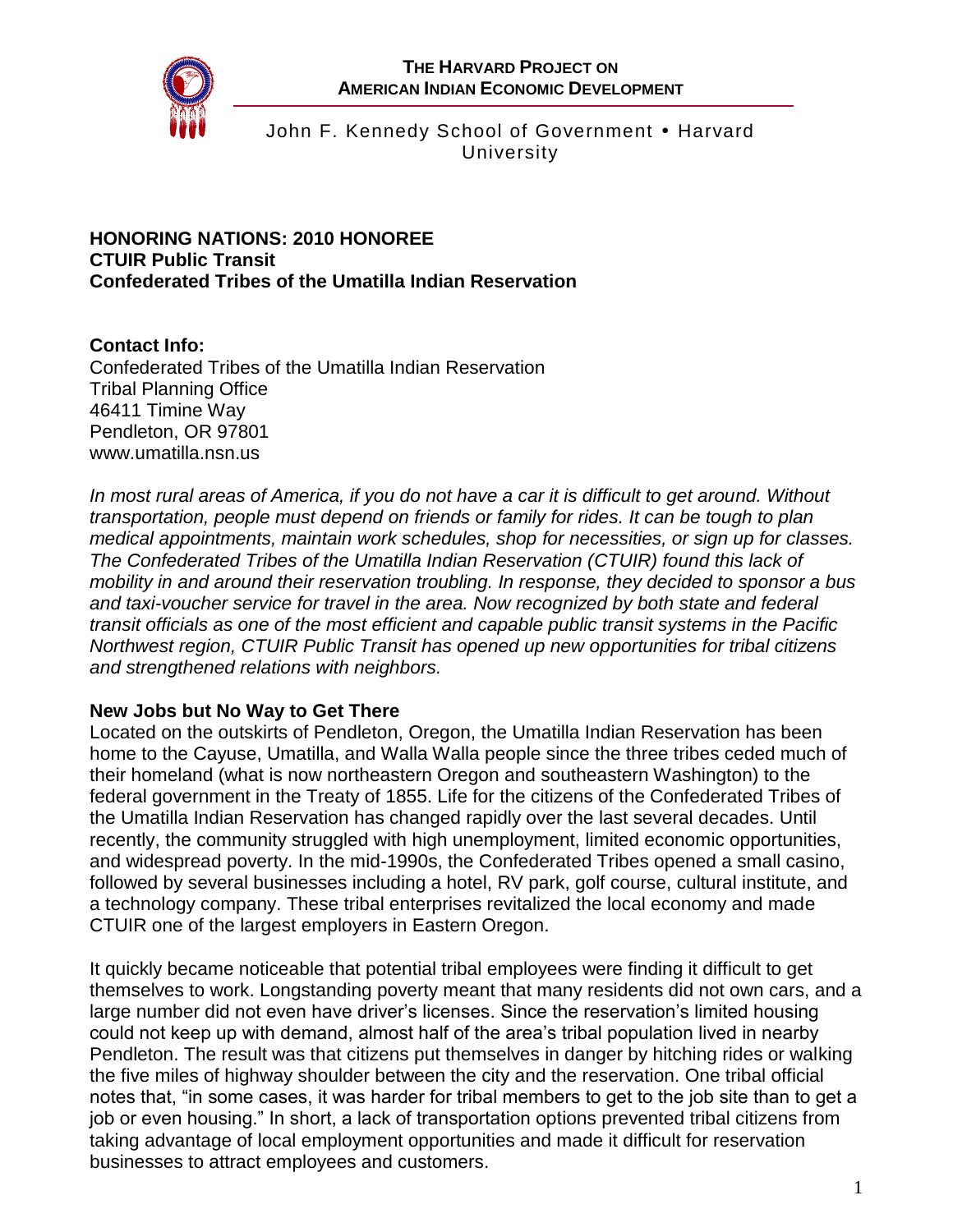**THE HARVARD PROJECT ON AMERICAN INDIAN ECONOMIC DEVELOPMENT**

John F. Kennedy School of Government • Harvard University

# HONORING NATIONS: 2010 HONOREE
## CTUIR Public Transit
## Confederated Tribes of the Umatilla Indian Reservation

**Contact Info:**
Confederated Tribes of the Umatilla Indian Reservation
Tribal Planning Office
46411 Timine Way
Pendleton, OR 97801
www.umatilla.nsn.us

*In most rural areas of America, if you do not have a car it is difficult to get around. Without transportation, people must depend on friends or family for rides. It can be tough to plan medical appointments, maintain work schedules, shop for necessities, or sign up for classes. The Confederated Tribes of the Umatilla Indian Reservation (CTUIR) found this lack of mobility in and around their reservation troubling. In response, they decided to sponsor a bus and taxi-voucher service for travel in the area. Now recognized by both state and federal transit officials as one of the most efficient and capable public transit systems in the Pacific Northwest region, CTUIR Public Transit has opened up new opportunities for tribal citizens and strengthened relations with neighbors.*

### New Jobs but No Way to Get There

Located on the outskirts of Pendleton, Oregon, the Umatilla Indian Reservation has been home to the Cayuse, Umatilla, and Walla Walla people since the three tribes ceded much of their homeland (what is now northeastern Oregon and southeastern Washington) to the federal government in the Treaty of 1855. Life for the citizens of the Confederated Tribes of the Umatilla Indian Reservation has changed rapidly over the last several decades. Until recently, the community struggled with high unemployment, limited economic opportunities, and widespread poverty. In the mid-1990s, the Confederated Tribes opened a small casino, followed by several businesses including a hotel, RV park, golf course, cultural institute, and a technology company. These tribal enterprises revitalized the local economy and made CTUIR one of the largest employers in Eastern Oregon.

It quickly became noticeable that potential tribal employees were finding it difficult to get themselves to work. Longstanding poverty meant that many residents did not own cars, and a large number did not even have driver's licenses. Since the reservation's limited housing could not keep up with demand, almost half of the area's tribal population lived in nearby Pendleton. The result was that citizens put themselves in danger by hitching rides or walking the five miles of highway shoulder between the city and the reservation. One tribal official notes that, "in some cases, it was harder for tribal members to get to the job site than to get a job or even housing." In short, a lack of transportation options prevented tribal citizens from taking advantage of local employment opportunities and made it difficult for reservation businesses to attract employees and customers.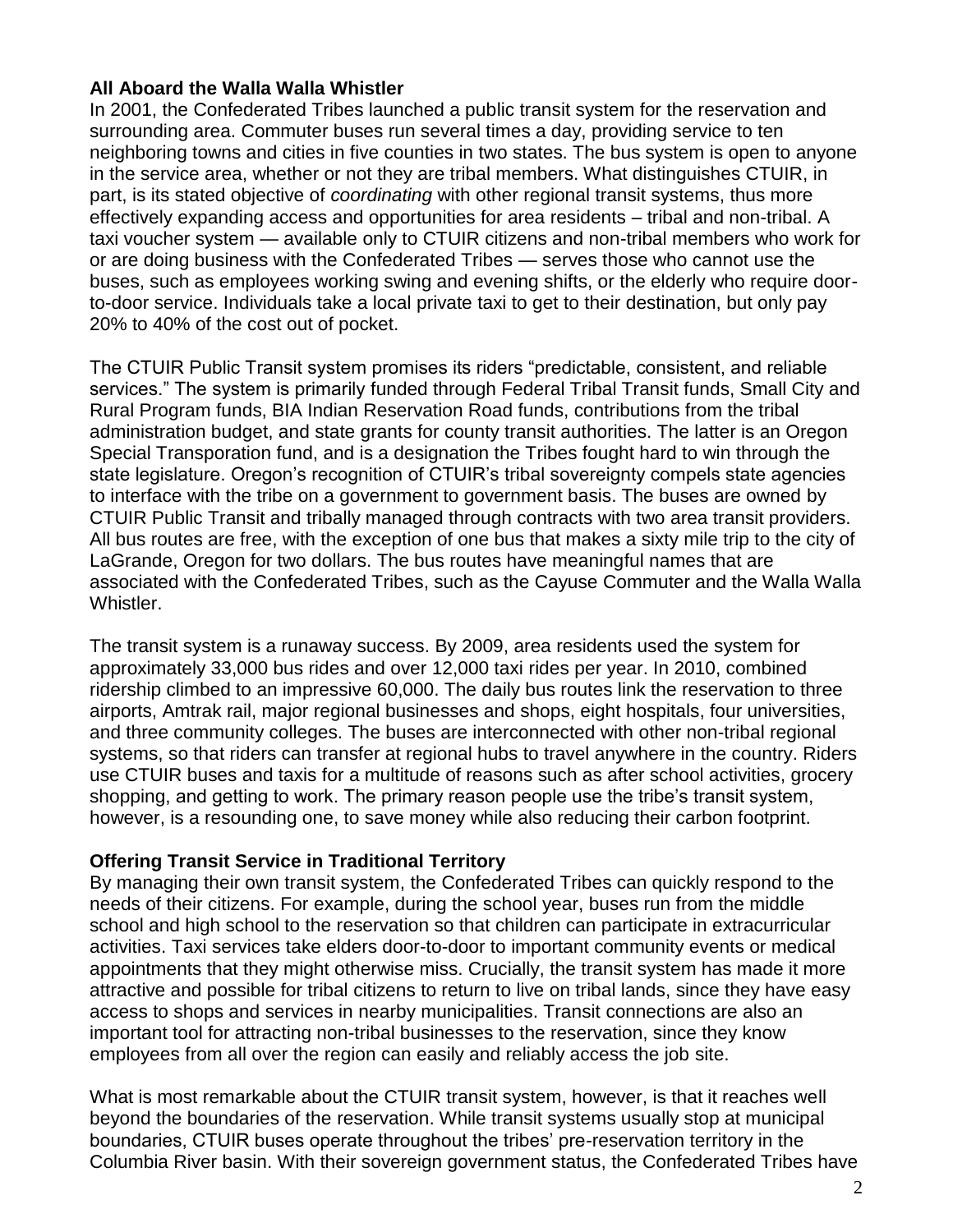### All Aboard the Walla Walla Whistler

In 2001, the Confederated Tribes launched a public transit system for the reservation and surrounding area. Commuter buses run several times a day, providing service to ten neighboring towns and cities in five counties in two states. The bus system is open to anyone in the service area, whether or not they are tribal members. What distinguishes CTUIR, in part, is its stated objective of *coordinating* with other regional transit systems, thus more effectively expanding access and opportunities for area residents – tribal and non-tribal. A taxi voucher system — available only to CTUIR citizens and non-tribal members who work for or are doing business with the Confederated Tribes — serves those who cannot use the buses, such as employees working swing and evening shifts, or the elderly who require door-to-door service. Individuals take a local private taxi to get to their destination, but only pay 20% to 40% of the cost out of pocket.

The CTUIR Public Transit system promises its riders "predictable, consistent, and reliable services." The system is primarily funded through Federal Tribal Transit funds, Small City and Rural Program funds, BIA Indian Reservation Road funds, contributions from the tribal administration budget, and state grants for county transit authorities. The latter is an Oregon Special Transporation fund, and is a designation the Tribes fought hard to win through the state legislature. Oregon's recognition of CTUIR's tribal sovereignty compels state agencies to interface with the tribe on a government to government basis. The buses are owned by CTUIR Public Transit and tribally managed through contracts with two area transit providers. All bus routes are free, with the exception of one bus that makes a sixty mile trip to the city of LaGrande, Oregon for two dollars. The bus routes have meaningful names that are associated with the Confederated Tribes, such as the Cayuse Commuter and the Walla Walla Whistler.

The transit system is a runaway success. By 2009, area residents used the system for approximately 33,000 bus rides and over 12,000 taxi rides per year. In 2010, combined ridership climbed to an impressive 60,000. The daily bus routes link the reservation to three airports, Amtrak rail, major regional businesses and shops, eight hospitals, four universities, and three community colleges. The buses are interconnected with other non-tribal regional systems, so that riders can transfer at regional hubs to travel anywhere in the country. Riders use CTUIR buses and taxis for a multitude of reasons such as after school activities, grocery shopping, and getting to work. The primary reason people use the tribe's transit system, however, is a resounding one, to save money while also reducing their carbon footprint.

### Offering Transit Service in Traditional Territory

By managing their own transit system, the Confederated Tribes can quickly respond to the needs of their citizens. For example, during the school year, buses run from the middle school and high school to the reservation so that children can participate in extracurricular activities. Taxi services take elders door-to-door to important community events or medical appointments that they might otherwise miss. Crucially, the transit system has made it more attractive and possible for tribal citizens to return to live on tribal lands, since they have easy access to shops and services in nearby municipalities. Transit connections are also an important tool for attracting non-tribal businesses to the reservation, since they know employees from all over the region can easily and reliably access the job site.

What is most remarkable about the CTUIR transit system, however, is that it reaches well beyond the boundaries of the reservation. While transit systems usually stop at municipal boundaries, CTUIR buses operate throughout the tribes' pre-reservation territory in the Columbia River basin. With their sovereign government status, the Confederated Tribes have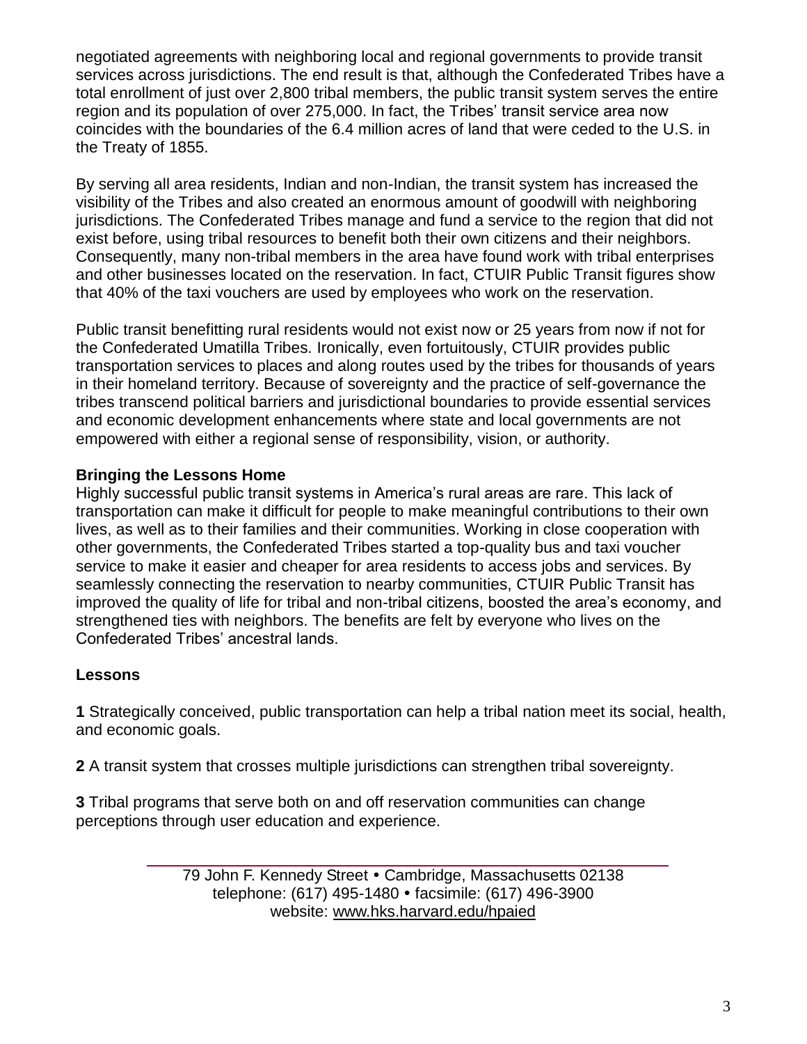negotiated agreements with neighboring local and regional governments to provide transit services across jurisdictions. The end result is that, although the Confederated Tribes have a total enrollment of just over 2,800 tribal members, the public transit system serves the entire region and its population of over 275,000. In fact, the Tribes' transit service area now coincides with the boundaries of the 6.4 million acres of land that were ceded to the U.S. in the Treaty of 1855.

By serving all area residents, Indian and non-Indian, the transit system has increased the visibility of the Tribes and also created an enormous amount of goodwill with neighboring jurisdictions. The Confederated Tribes manage and fund a service to the region that did not exist before, using tribal resources to benefit both their own citizens and their neighbors. Consequently, many non-tribal members in the area have found work with tribal enterprises and other businesses located on the reservation. In fact, CTUIR Public Transit figures show that 40% of the taxi vouchers are used by employees who work on the reservation.

Public transit benefitting rural residents would not exist now or 25 years from now if not for the Confederated Umatilla Tribes. Ironically, even fortuitously, CTUIR provides public transportation services to places and along routes used by the tribes for thousands of years in their homeland territory. Because of sovereignty and the practice of self-governance the tribes transcend political barriers and jurisdictional boundaries to provide essential services and economic development enhancements where state and local governments are not empowered with either a regional sense of responsibility, vision, or authority.

**Bringing the Lessons Home**

Highly successful public transit systems in America's rural areas are rare. This lack of transportation can make it difficult for people to make meaningful contributions to their own lives, as well as to their families and their communities. Working in close cooperation with other governments, the Confederated Tribes started a top-quality bus and taxi voucher service to make it easier and cheaper for area residents to access jobs and services. By seamlessly connecting the reservation to nearby communities, CTUIR Public Transit has improved the quality of life for tribal and non-tribal citizens, boosted the area's economy, and strengthened ties with neighbors. The benefits are felt by everyone who lives on the Confederated Tribes' ancestral lands.

**Lessons**

**1** Strategically conceived, public transportation can help a tribal nation meet its social, health, and economic goals.

**2** A transit system that crosses multiple jurisdictions can strengthen tribal sovereignty.

**3** Tribal programs that serve both on and off reservation communities can change perceptions through user education and experience.

79 John F. Kennedy Street • Cambridge, Massachusetts 02138
telephone: (617) 495-1480 • facsimile: (617) 496-3900
website: www.hks.harvard.edu/hpaied